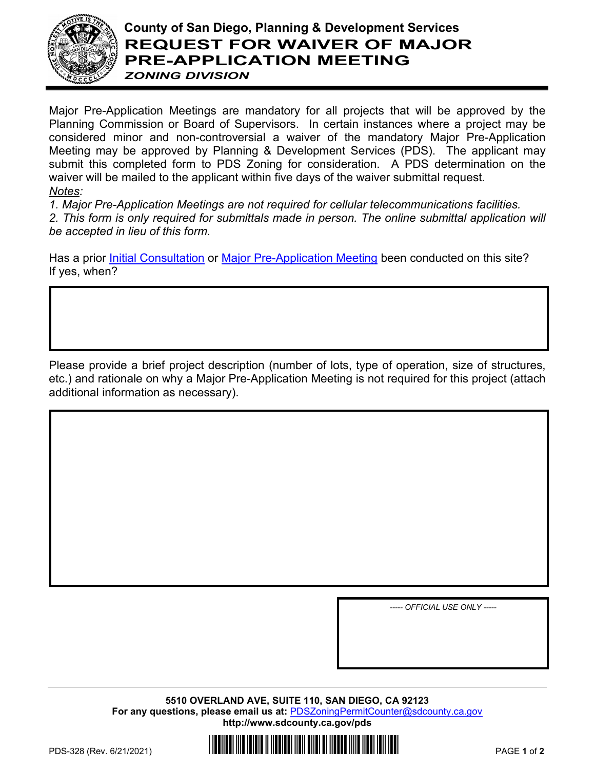# County of San Diego, Planning & Development Services

## REQUEST FOR WAIVER OF MAJOR PRE-APPLICATION MEETING

### *ZONING DIVISION*

Major Pre-Application Meetings are mandatory for all projects that will be approved by the Planning Commission or Board of Supervisors. In certain instances where a project may be considered minor and non-controversial a waiver of the mandatory Major Pre-Application Meeting may be approved by Planning & Development Services (PDS). The applicant may submit this completed form to PDS Zoning for consideration. A PDS determination on the waiver will be mailed to the applicant within five days of the waiver submittal request.

*Notes:*

*1. Major Pre-Application Meetings are not required for cellular telecommunications facilities.*

*2. This form is only required for submittals made in person. The online submittal application will be accepted in lieu of this form.*

Has a prior Initial Consultation or Major Pre-Application Meeting been conducted on this site? If yes, when?

Please provide a brief project description (number of lots, type of operation, size of structures, etc.) and rationale on why a Major Pre-Application Meeting is not required for this project (attach additional information as necessary).

*----- OFFICIAL USE ONLY -----*

**5510 OVERLAND AVE, SUITE 110, SAN DIEGO, CA 92123**
**For any questions, please email us at:** PDSZoningPermitCounter@sdcounty.ca.gov
**http://www.sdcounty.ca.gov/pds**

PDS-328 (Rev. 6/21/2021)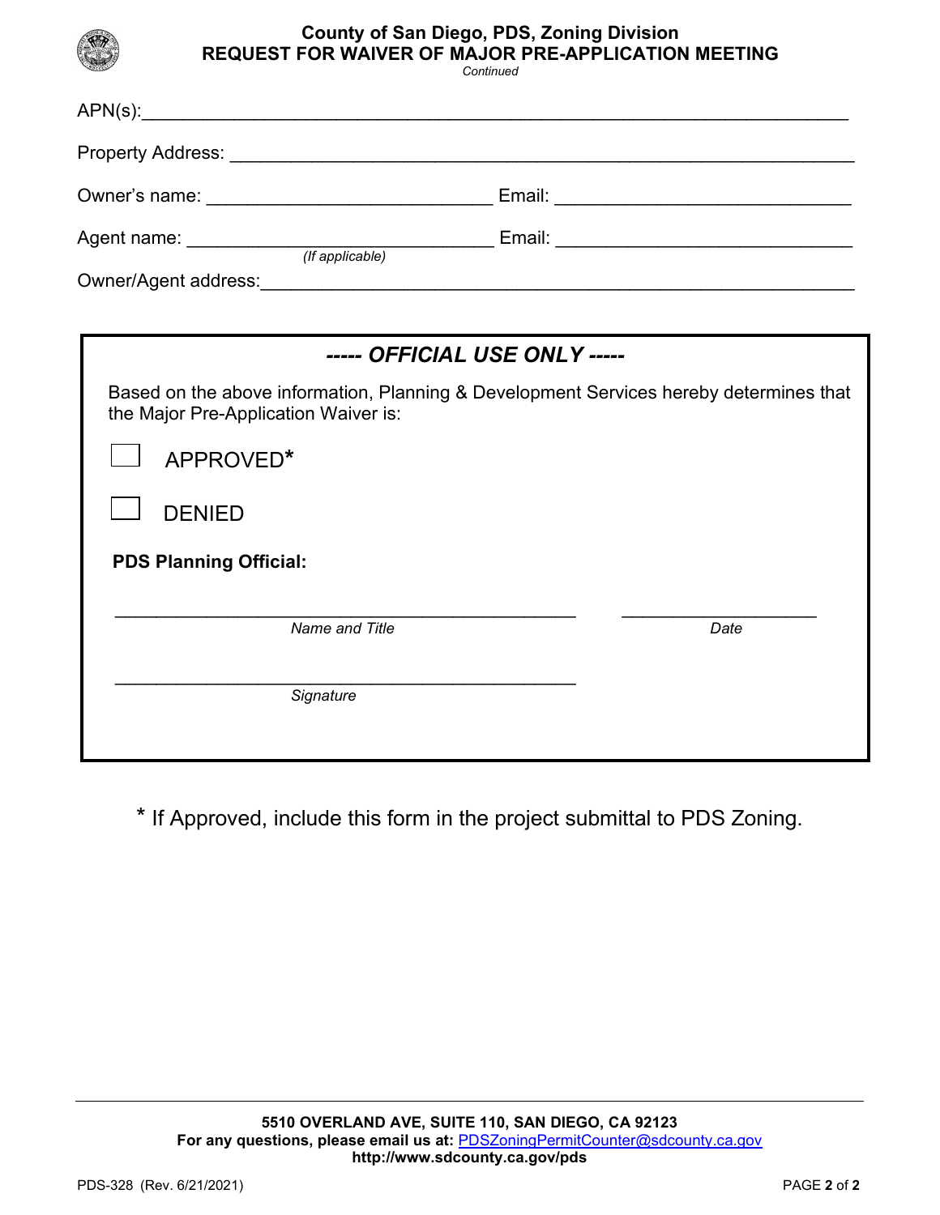# County of San Diego, PDS, Zoning Division
## REQUEST FOR WAIVER OF MAJOR PRE-APPLICATION MEETING

*Continued*

APN(s):________________________________________________________________

Property Address: ________________________________________________________

Owner's name: ____________________________ Email: ____________________________

Agent name: ____________________________ Email: ____________________________
*(If applicable)*

Owner/Agent address:_____________________________________________________

### ----- OFFICIAL USE ONLY -----

Based on the above information, Planning & Development Services hereby determines that the Major Pre-Application Waiver is:

☐ APPROVED*

☐ DENIED

**PDS Planning Official:**

______________________________________________ ____________________
*Name and Title* *Date*

______________________________________________
*Signature*

* If Approved, include this form in the project submittal to PDS Zoning.

**5510 OVERLAND AVE, SUITE 110, SAN DIEGO, CA 92123**
**For any questions, please email us at:** PDSZoningPermitCounter@sdcounty.ca.gov
**http://www.sdcounty.ca.gov/pds**

PDS-328 (Rev. 6/21/2021)